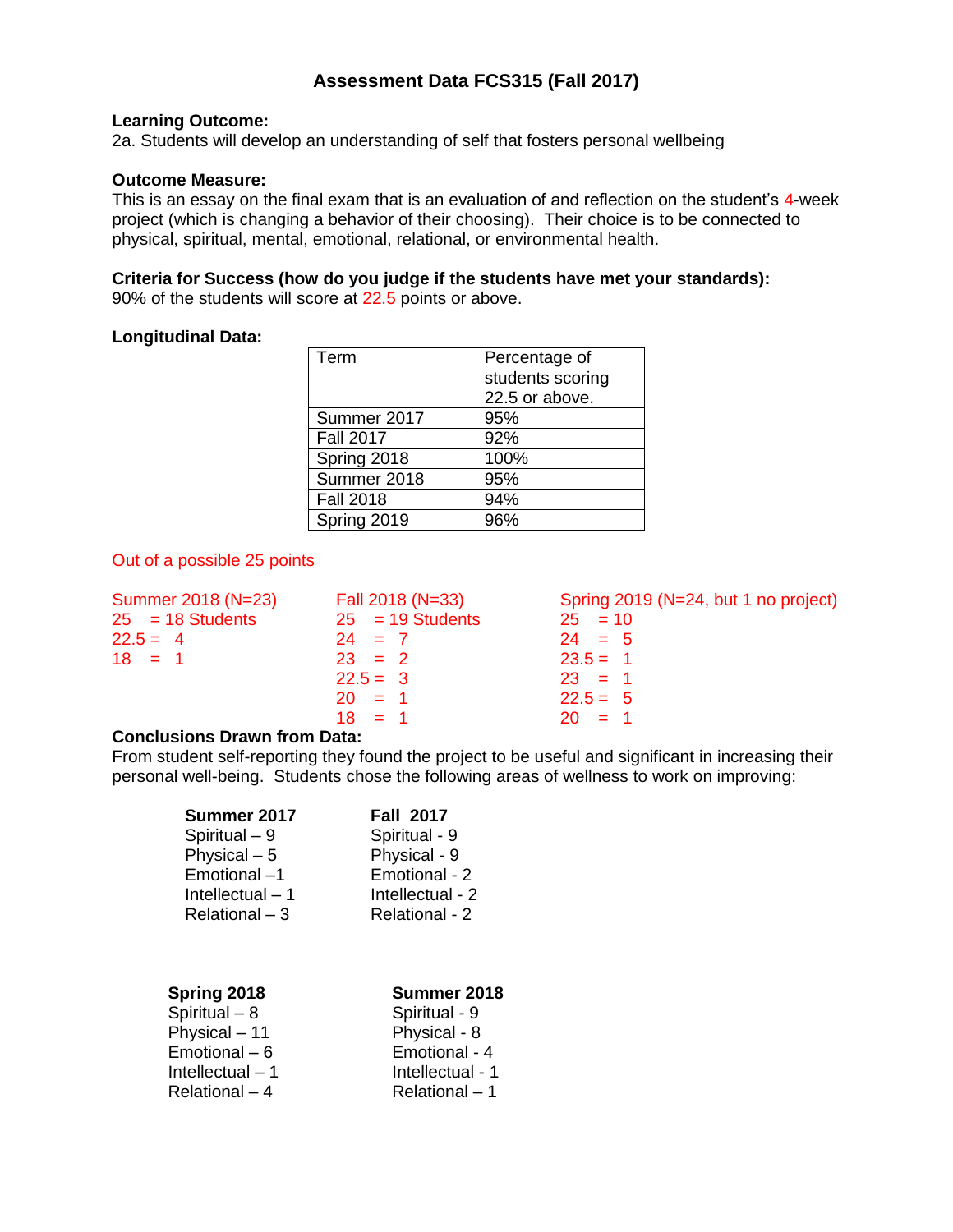# Assessment Data FCS315 (Fall 2017)

**Learning Outcome:**
2a. Students will develop an understanding of self that fosters personal wellbeing

**Outcome Measure:**
This is an essay on the final exam that is an evaluation of and reflection on the student's 4-week project (which is changing a behavior of their choosing). Their choice is to be connected to physical, spiritual, mental, emotional, relational, or environmental health.

**Criteria for Success (how do you judge if the students have met your standards):**
90% of the students will score at 22.5 points or above.

**Longitudinal Data:**

| Term | Percentage of students scoring 22.5 or above. |
| --- | --- |
| Summer 2017 | 95% |
| Fall 2017 | 92% |
| Spring 2018 | 100% |
| Summer 2018 | 95% |
| Fall 2018 | 94% |
| Spring 2019 | 96% |

Out of a possible 25 points

Summer 2018 (N=23)
25 = 18 Students
22.5 = 4
18 = 1

Fall 2018 (N=33)
25 = 19 Students
24 = 7
23 = 2
22.5 = 3
20 = 1
18 = 1

Spring 2019 (N=24, but 1 no project)
25 = 10
24 = 5
23.5 = 1
23 = 1
22.5 = 5
20 = 1

**Conclusions Drawn from Data:**
From student self-reporting they found the project to be useful and significant in increasing their personal well-being. Students chose the following areas of wellness to work on improving:

**Summer 2017**
Spiritual – 9
Physical – 5
Emotional –1
Intellectual – 1
Relational – 3

**Fall 2017**
Spiritual - 9
Physical - 9
Emotional - 2
Intellectual - 2
Relational - 2

**Spring 2018**
Spiritual – 8
Physical – 11
Emotional – 6
Intellectual – 1
Relational – 4

**Summer 2018**
Spiritual - 9
Physical - 8
Emotional - 4
Intellectual - 1
Relational – 1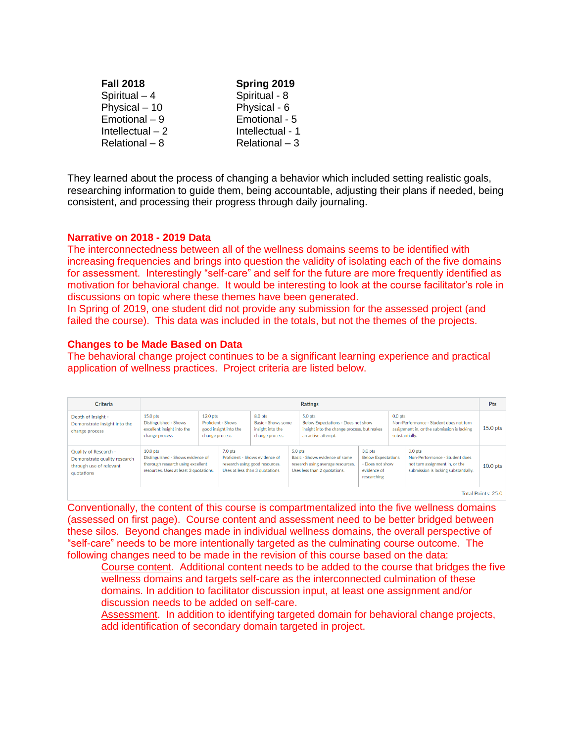| **Fall 2018** | **Spring 2019** |
|---|---|
| Spiritual – 4 | Spiritual - 8 |
| Physical – 10 | Physical - 6 |
| Emotional – 9 | Emotional - 5 |
| Intellectual – 2 | Intellectual - 1 |
| Relational – 8 | Relational – 3 |

They learned about the process of changing a behavior which included setting realistic goals, researching information to guide them, being accountable, adjusting their plans if needed, being consistent, and processing their progress through daily journaling.

**Narrative on 2018 - 2019 Data**

The interconnectedness between all of the wellness domains seems to be identified with increasing frequencies and brings into question the validity of isolating each of the five domains for assessment. Interestingly "self-care" and self for the future are more frequently identified as motivation for behavioral change. It would be interesting to look at the course facilitator's role in discussions on topic where these themes have been generated.

In Spring of 2019, one student did not provide any submission for the assessed project (and failed the course). This data was included in the totals, but not the themes of the projects.

**Changes to be Made Based on Data**

The behavioral change project continues to be a significant learning experience and practical application of wellness practices. Project criteria are listed below.

| Criteria | Ratings | | | | | Pts |
|---|---|---|---|---|---|---|
| Depth of Insight - Demonstrate insight into the change process | 15.0 pts Distinguished - Shows excellent insight into the change process | 12.0 pts Proficient - Shows good insight into the change process | 8.0 pts Basic - Shows some insight into the change process | 5.0 pts Below Expectations - Does not show insight into the change process, but makes an active attempt. | 0.0 pts Non-Performance - Student does not turn assignment in, or the submission is lacking substantially. | 15.0 pts |
| Quality of Research - Demonstrate quality research through use of relevant quotations | 10.0 pts Distinguished - Shows evidence of thorough research using excellent resources. Uses at least 3 quotations. | 7.0 pts Proficient - Shows evidence of research using good resources. Uses at less than 3 quotations. | 5.0 pts Basic - Shows evidence of some research using average resources. Uses less than 2 quotations. | 3.0 pts Below Expectations - Does not show evidence of researching | 0.0 pts Non-Performance - Student does not turn assignment in, or the submission is lacking substantially. | 10.0 pts |
| | | | | | | Total Points: 25.0 |

Conventionally, the content of this course is compartmentalized into the five wellness domains (assessed on first page). Course content and assessment need to be better bridged between these silos. Beyond changes made in individual wellness domains, the overall perspective of "self-care" needs to be more intentionally targeted as the culminating course outcome. The following changes need to be made in the revision of this course based on the data:

> Course content. Additional content needs to be added to the course that bridges the five wellness domains and targets self-care as the interconnected culmination of these domains. In addition to facilitator discussion input, at least one assignment and/or discussion needs to be added on self-care.
>
> Assessment. In addition to identifying targeted domain for behavioral change projects, add identification of secondary domain targeted in project.